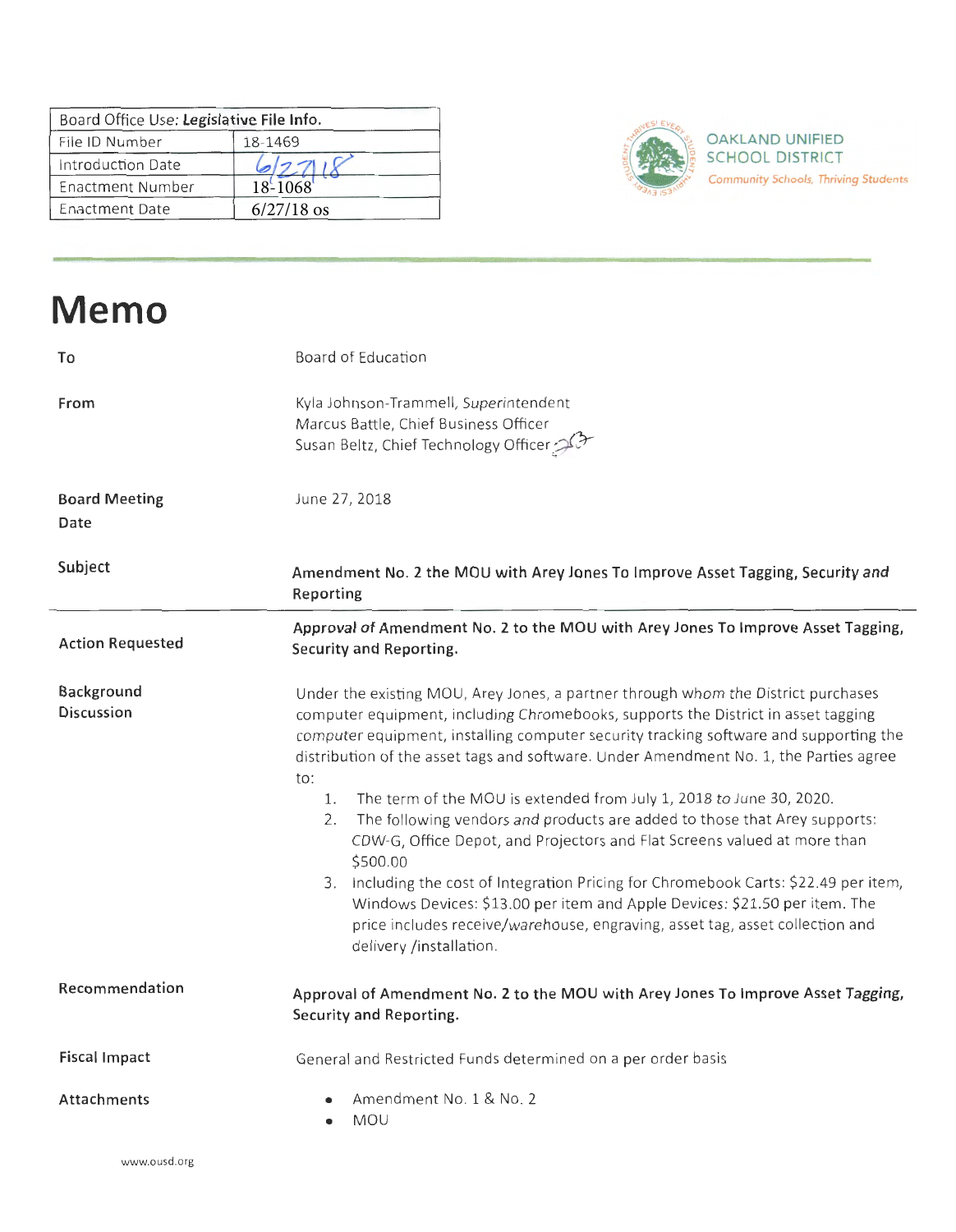| Board Office Use: Legislative File Info. | |
|---|---|
| File ID Number | 18-1469 |
| Introduction Date | 6/27/18 |
| Enactment Number | 18-1068 |
| Enactment Date | 6/27/18 os |

OAKLAND UNIFIED SCHOOL DISTRICT
*Community Schools, Thriving Students*

# Memo

| | |
|---|---|
| **To** | Board of Education |
| **From** | Kyla Johnson-Trammell, *Superintendent*<br>Marcus Battle, Chief Business Officer<br>Susan Beltz, Chief Technology Officer |
| **Board Meeting Date** | June 27, 2018 |
| **Subject** | **Amendment No. 2 the MOU with Arey Jones To Improve Asset Tagging, Security and Reporting** |
| **Action Requested** | **Approval of Amendment No. 2 to the MOU with Arey Jones To Improve Asset Tagging, Security and Reporting.** |

**Background Discussion**

Under the existing MOU, Arey Jones, a partner through whom the District purchases computer equipment, including Chromebooks, supports the District in asset tagging computer equipment, installing computer security tracking software and supporting the distribution of the asset tags and software. Under Amendment No. 1, the Parties agree to:

1. The term of the MOU is extended from July 1, 2018 to June 30, 2020.
2. The following vendors and products are added to those that Arey supports: CDW-G, Office Depot, and Projectors and Flat Screens valued at more than $500.00
3. Including the cost of Integration Pricing for Chromebook Carts: $22.49 per item, Windows Devices: $13.00 per item and Apple Devices: $21.50 per item. The price includes receive/warehouse, engraving, asset tag, asset collection and delivery /installation.

**Recommendation**

**Approval of Amendment No. 2 to the MOU with Arey Jones To Improve Asset Tagging, Security and Reporting.**

**Fiscal Impact**

General and Restricted Funds determined on a per order basis

**Attachments**

- Amendment No. 1 & No. 2
- MOU

www.ousd.org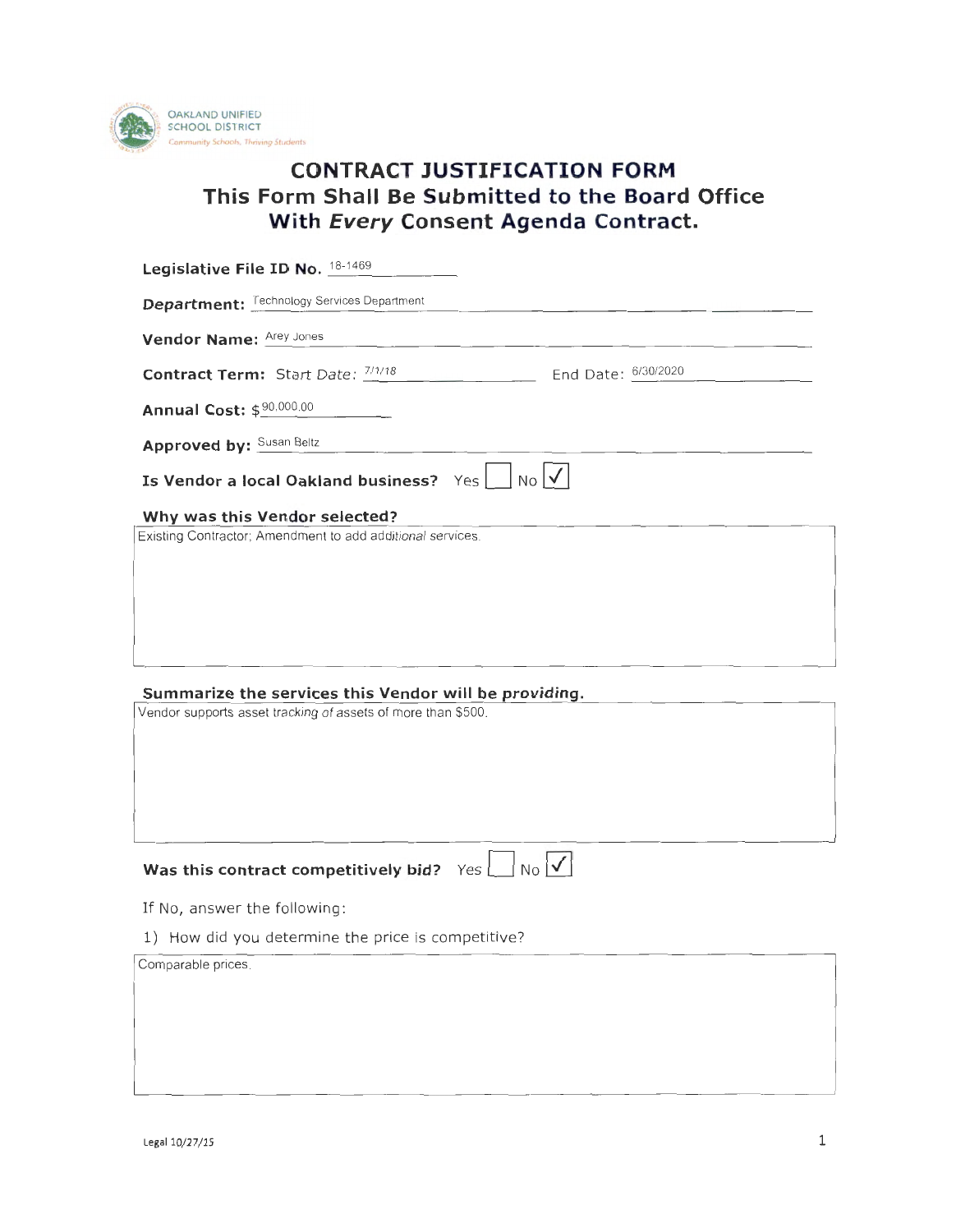OAKLAND UNIFIED SCHOOL DISTRICT
*Community Schools, Thriving Students*

# CONTRACT JUSTIFICATION FORM

## This Form Shall Be Submitted to the Board Office With *Every* Consent Agenda Contract.

**Legislative File ID No.** 18-1469

**Department:** Technology Services Department

**Vendor Name:** Arey Jones

**Contract Term:** Start Date: 7/1/18 End Date: 6/30/2020

**Annual Cost:** $90,000.00

**Approved by:** Susan Beltz

**Is Vendor a local Oakland business?** Yes ☐ No ☑

**Why was this Vendor selected?**

Existing Contractor; Amendment to add additional services.

**Summarize the services this Vendor will be providing.**

Vendor supports asset tracking of assets of more than $500.

**Was this contract competitively bid?** Yes ☐ No ☑

If No, answer the following:

1) How did you determine the price is competitive?

Comparable prices.

Legal 10/27/15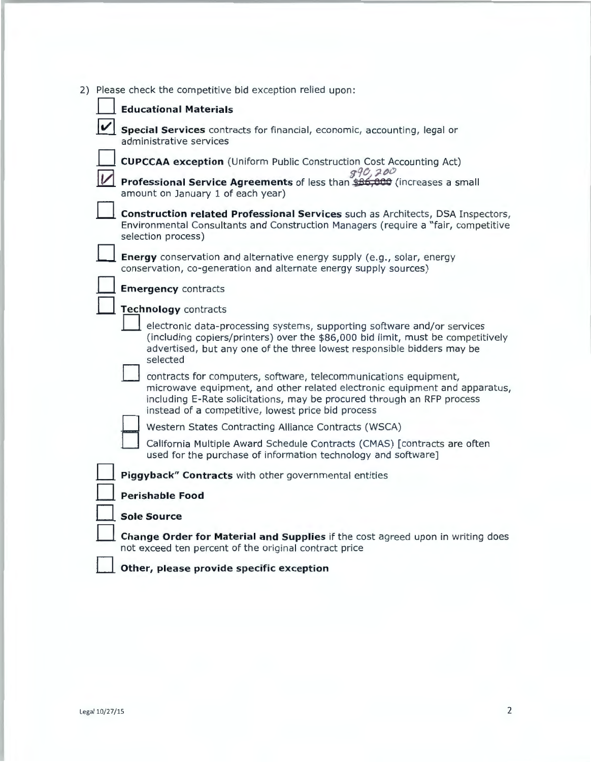2) Please check the competitive bid exception relied upon:

- [ ] **Educational Materials**
- [x] **Special Services** contracts for financial, economic, accounting, legal or administrative services
- [ ] **CUPCCAA exception** (Uniform Public Construction Cost Accounting Act)
- [x] **Professional Service Agreements** of less than ~~$86,000~~ $90,200 (increases a small amount on January 1 of each year)
- [ ] **Construction related Professional Services** such as Architects, DSA Inspectors, Environmental Consultants and Construction Managers (require a "fair, competitive selection process)
- [ ] **Energy** conservation and alternative energy supply (e.g., solar, energy conservation, co-generation and alternate energy supply sources)
- [ ] **Emergency** contracts
- [ ] **Technology** contracts
  - [ ] electronic data-processing systems, supporting software and/or services (including copiers/printers) over the $86,000 bid limit, must be competitively advertised, but any one of the three lowest responsible bidders may be selected
  - [ ] contracts for computers, software, telecommunications equipment, microwave equipment, and other related electronic equipment and apparatus, including E-Rate solicitations, may be procured through an RFP process instead of a competitive, lowest price bid process
  - [ ] Western States Contracting Alliance Contracts (WSCA)
  - [ ] California Multiple Award Schedule Contracts (CMAS) [contracts are often used for the purchase of information technology and software]
- [ ] **Piggyback" Contracts** with other governmental entities
- [ ] **Perishable Food**
- [ ] **Sole Source**
- [ ] **Change Order for Material and Supplies** if the cost agreed upon in writing does not exceed ten percent of the original contract price
- [ ] **Other, please provide specific exception**

Legal 10/27/15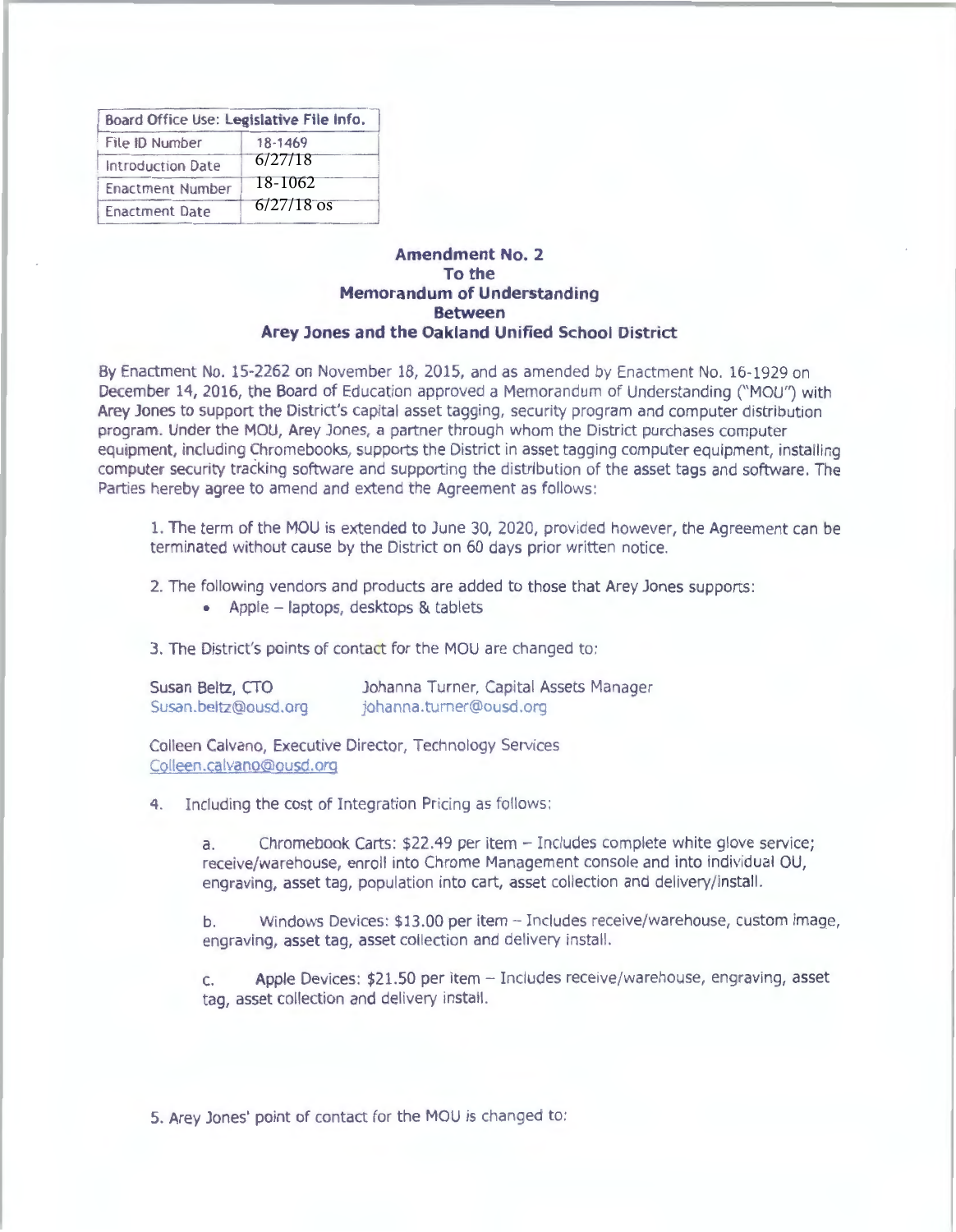| Board Office Use: Legislative File Info. | |
|---|---|
| File ID Number | 18-1469 |
| Introduction Date | 6/27/18 |
| Enactment Number | 18-1062 |
| Enactment Date | 6/27/18 os |

# Amendment No. 2 To the Memorandum of Understanding Between Arey Jones and the Oakland Unified School District

By Enactment No. 15-2262 on November 18, 2015, and as amended by Enactment No. 16-1929 on December 14, 2016, the Board of Education approved a Memorandum of Understanding ("MOU") with Arey Jones to support the District's capital asset tagging, security program and computer distribution program. Under the MOU, Arey Jones, a partner through whom the District purchases computer equipment, including Chromebooks, supports the District in asset tagging computer equipment, installing computer security tracking software and supporting the distribution of the asset tags and software. The Parties hereby agree to amend and extend the Agreement as follows:

1. The term of the MOU is extended to June 30, 2020, provided however, the Agreement can be terminated without cause by the District on 60 days prior written notice.

2. The following vendors and products are added to those that Arey Jones supports:
   - Apple – laptops, desktops & tablets

3. The District's points of contact for the MOU are changed to:

Susan Beltz, CTO
Susan.beltz@ousd.org

Johanna Turner, Capital Assets Manager
johanna.turner@ousd.org

Colleen Calvano, Executive Director, Technology Services
Colleen.calvano@ousd.org

4. Including the cost of Integration Pricing as follows:

   a. Chromebook Carts: $22.49 per item – Includes complete white glove service; receive/warehouse, enroll into Chrome Management console and into individual OU, engraving, asset tag, population into cart, asset collection and delivery/install.

   b. Windows Devices: $13.00 per item – Includes receive/warehouse, custom image, engraving, asset tag, asset collection and delivery install.

   c. Apple Devices: $21.50 per item – Includes receive/warehouse, engraving, asset tag, asset collection and delivery install.

5. Arey Jones' point of contact for the MOU is changed to: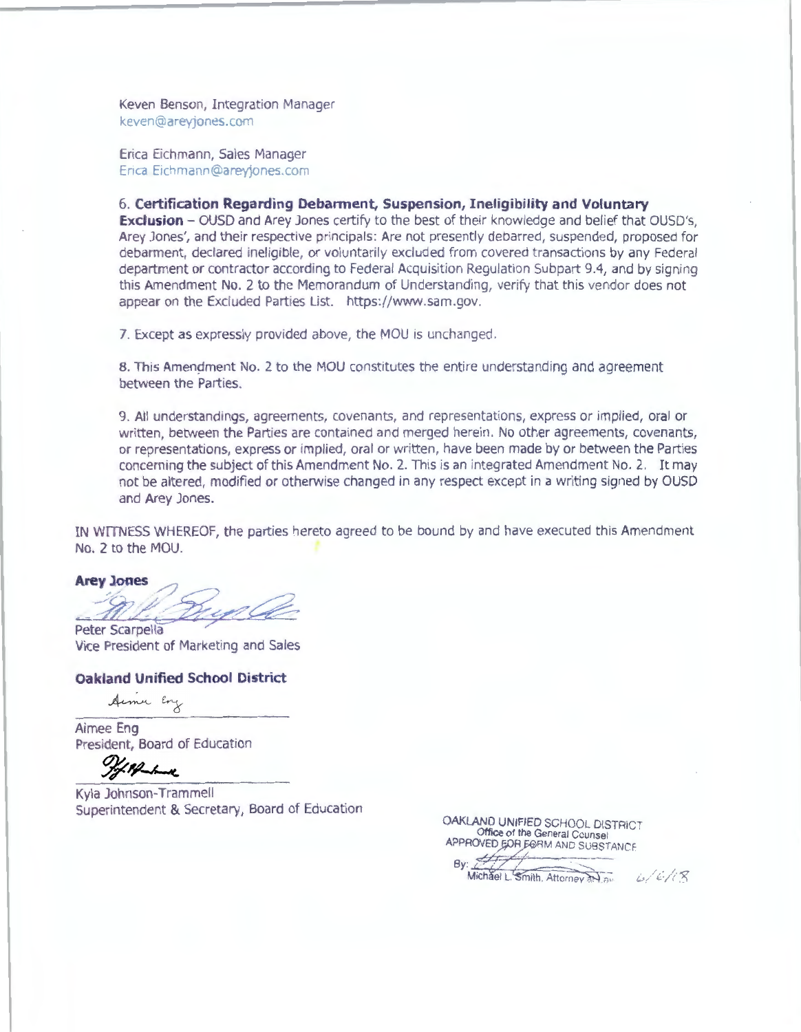Keven Benson, Integration Manager
keven@areyjones.com

Erica Eichmann, Sales Manager
Erica.Eichmann@areyjones.com

6. **Certification Regarding Debarment, Suspension, Ineligibility and Voluntary Exclusion** – OUSD and Arey Jones certify to the best of their knowledge and belief that OUSD's, Arey Jones', and their respective principals: Are not presently debarred, suspended, proposed for debarment, declared ineligible, or voluntarily excluded from covered transactions by any Federal department or contractor according to Federal Acquisition Regulation Subpart 9.4, and by signing this Amendment No. 2 to the Memorandum of Understanding, verify that this vendor does not appear on the Excluded Parties List. https://www.sam.gov.

7. Except as expressly provided above, the MOU is unchanged.

8. This Amendment No. 2 to the MOU constitutes the entire understanding and agreement between the Parties.

9. All understandings, agreements, covenants, and representations, express or implied, oral or written, between the Parties are contained and merged herein. No other agreements, covenants, or representations, express or implied, oral or written, have been made by or between the Parties concerning the subject of this Amendment No. 2. This is an integrated Amendment No. 2. It may not be altered, modified or otherwise changed in any respect except in a writing signed by OUSD and Arey Jones.

IN WITNESS WHEREOF, the parties hereto agreed to be bound by and have executed this Amendment No. 2 to the MOU.

**Arey Jones**

Peter Scarpella
Vice President of Marketing and Sales

**Oakland Unified School District**

Aimee Eng
President, Board of Education

Kyla Johnson-Trammell
Superintendent & Secretary, Board of Education

OAKLAND UNIFIED SCHOOL DISTRICT
Office of the General Counsel
APPROVED FOR FORM AND SUBSTANCE
By: Michael L. Smith, Attorney at Law 6/6/18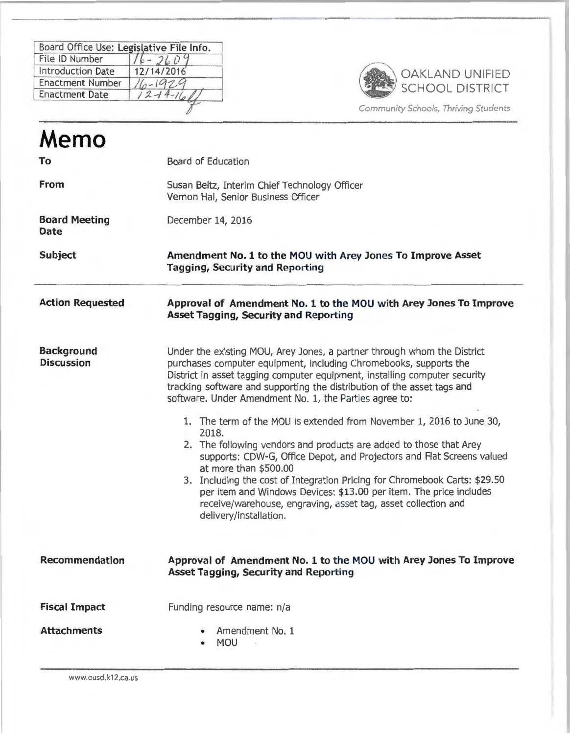| Board Office Use: Legislative File Info. | |
|---|---|
| File ID Number | 16-2609 |
| Introduction Date | 12/14/2016 |
| Enactment Number | 16-1929 |
| Enactment Date | 12-14-16 |

OAKLAND UNIFIED SCHOOL DISTRICT

*Community Schools, Thriving Students*

# Memo

**To** Board of Education

**From** Susan Beltz, Interim Chief Technology Officer
Vernon Hal, Senior Business Officer

**Board Meeting Date** December 14, 2016

**Subject** **Amendment No. 1 to the MOU with Arey Jones To Improve Asset Tagging, Security and Reporting**

---

**Action Requested** **Approval of Amendment No. 1 to the MOU with Arey Jones To Improve Asset Tagging, Security and Reporting**

**Background Discussion** Under the existing MOU, Arey Jones, a partner through whom the District purchases computer equipment, including Chromebooks, supports the District in asset tagging computer equipment, installing computer security tracking software and supporting the distribution of the asset tags and software. Under Amendment No. 1, the Parties agree to:

1. The term of the MOU is extended from November 1, 2016 to June 30, 2018.
2. The following vendors and products are added to those that Arey supports: CDW-G, Office Depot, and Projectors and Flat Screens valued at more than $500.00
3. Including the cost of Integration Pricing for Chromebook Carts: $29.50 per item and Windows Devices: $13.00 per item. The price includes receive/warehouse, engraving, asset tag, asset collection and delivery/installation.

**Recommendation** **Approval of Amendment No. 1 to the MOU with Arey Jones To Improve Asset Tagging, Security and Reporting**

**Fiscal Impact** Funding resource name: n/a

**Attachments**

- Amendment No. 1
- MOU

www.ousd.k12.ca.us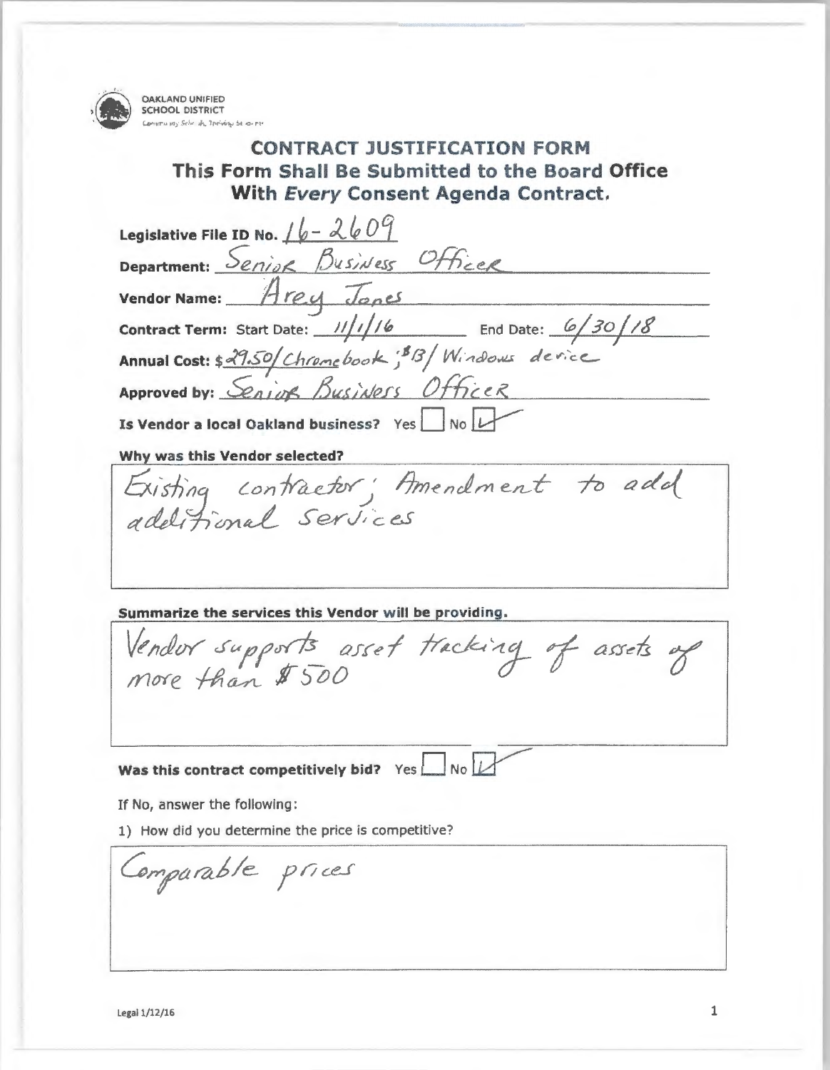OAKLAND UNIFIED SCHOOL DISTRICT

Community Schools, Thriving Students

# CONTRACT JUSTIFICATION FORM

## This Form Shall Be Submitted to the Board Office With *Every* Consent Agenda Contract.

**Legislative File ID No.** 16-2609

**Department:** Senior Business Officer

**Vendor Name:** Arey Jones

**Contract Term:** Start Date: 11/1/16 End Date: 6/30/18

**Annual Cost:** $29.50/Chromebook; $13/Windows device

**Approved by:** Senior Business Officer

**Is Vendor a local Oakland business?** Yes ☐ No ☑

**Why was this Vendor selected?**

Existing contractor; Amendment to add additional Services

**Summarize the services this Vendor will be providing.**

Vendor supports asset tracking of assets of more than $500

**Was this contract competitively bid?** Yes ☐ No ☑

If No, answer the following:

1) How did you determine the price is competitive?

Comparable prices

Legal 1/12/16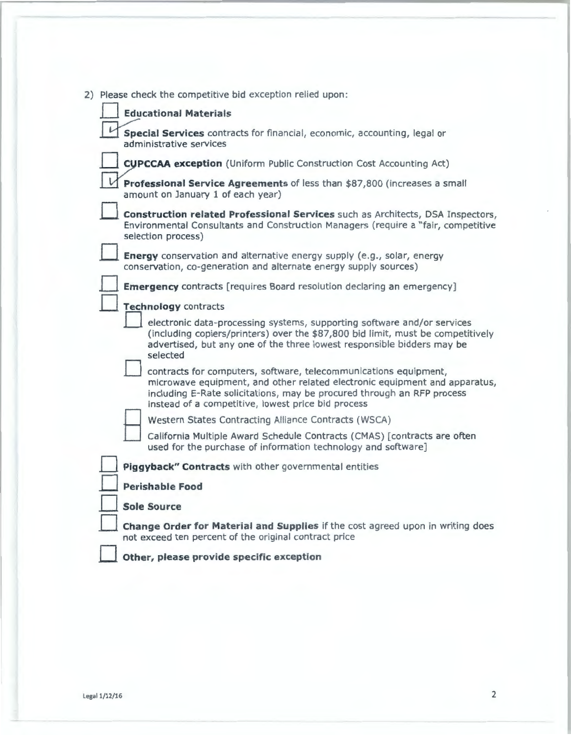2) Please check the competitive bid exception relied upon:

- [ ] **Educational Materials**
- [x] **Special Services** contracts for financial, economic, accounting, legal or administrative services
- [ ] **CUPCCAA exception** (Uniform Public Construction Cost Accounting Act)
- [x] **Professional Service Agreements** of less than $87,800 (increases a small amount on January 1 of each year)
- [ ] **Construction related Professional Services** such as Architects, DSA Inspectors, Environmental Consultants and Construction Managers (require a "fair, competitive selection process)
- [ ] **Energy** conservation and alternative energy supply (e.g., solar, energy conservation, co-generation and alternate energy supply sources)
- [ ] **Emergency** contracts [requires Board resolution declaring an emergency]
- [ ] **Technology** contracts
  - [ ] electronic data-processing systems, supporting software and/or services (including copiers/printers) over the $87,800 bid limit, must be competitively advertised, but any one of the three lowest responsible bidders may be selected
  - [ ] contracts for computers, software, telecommunications equipment, microwave equipment, and other related electronic equipment and apparatus, including E-Rate solicitations, may be procured through an RFP process instead of a competitive, lowest price bid process
  - [ ] Western States Contracting Alliance Contracts (WSCA)
  - [ ] California Multiple Award Schedule Contracts (CMAS) [contracts are often used for the purchase of information technology and software]
- [ ] **Piggyback" Contracts** with other governmental entities
- [ ] **Perishable Food**
- [ ] **Sole Source**
- [ ] **Change Order for Material and Supplies** if the cost agreed upon in writing does not exceed ten percent of the original contract price
- [ ] **Other, please provide specific exception**

Legal 1/12/16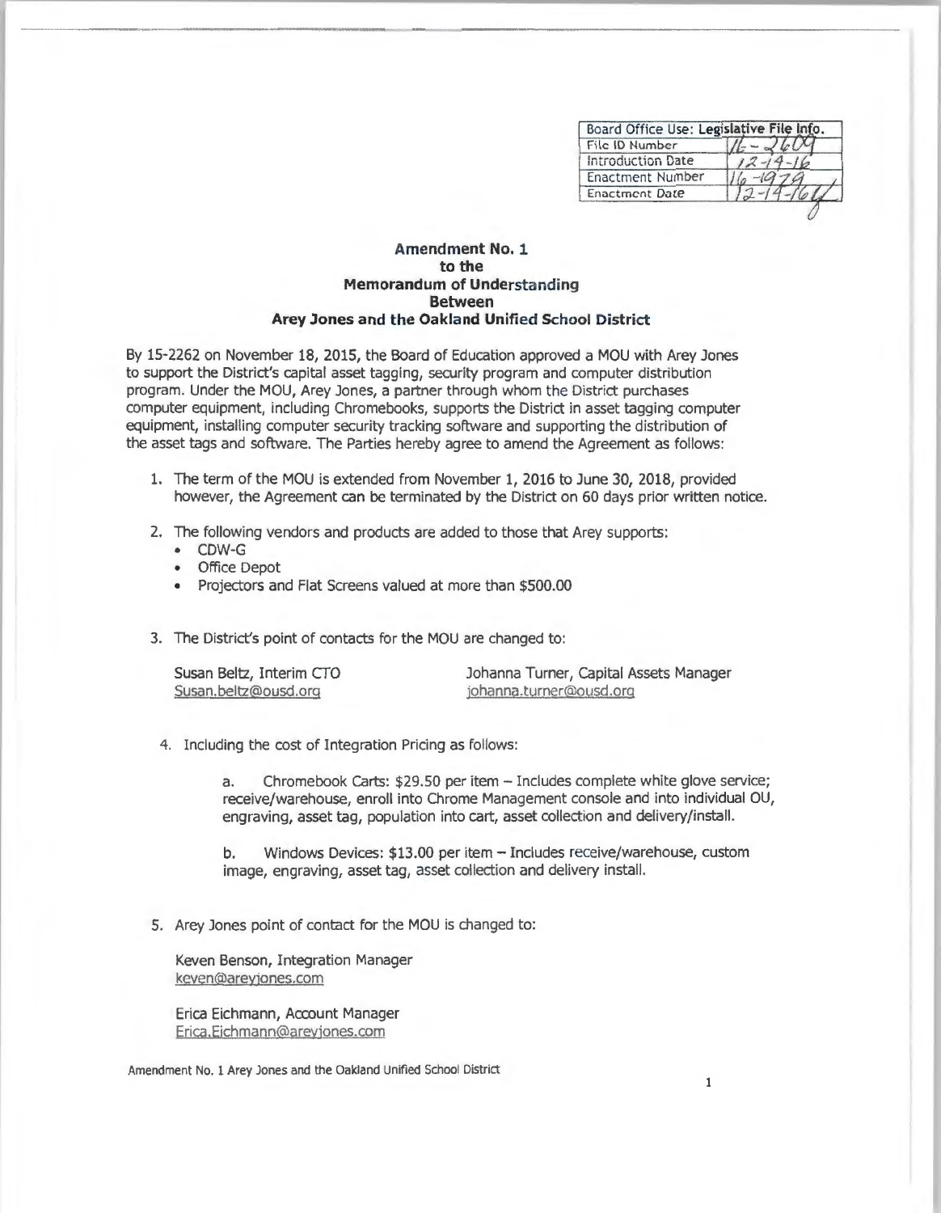| Board Office Use: Legislative File Info. | |
|---|---|
| File ID Number | 16-2609 |
| Introduction Date | 12-14-16 |
| Enactment Number | 16-1979 |
| Enactment Date | 12-14-16 |

**Amendment No. 1**
**to the**
**Memorandum of Understanding**
**Between**
**Arey Jones and the Oakland Unified School District**

By 15-2262 on November 18, 2015, the Board of Education approved a MOU with Arey Jones to support the District's capital asset tagging, security program and computer distribution program. Under the MOU, Arey Jones, a partner through whom the District purchases computer equipment, including Chromebooks, supports the District in asset tagging computer equipment, installing computer security tracking software and supporting the distribution of the asset tags and software. The Parties hereby agree to amend the Agreement as follows:

1. The term of the MOU is extended from November 1, 2016 to June 30, 2018, provided however, the Agreement can be terminated by the District on 60 days prior written notice.

2. The following vendors and products are added to those that Arey supports:
   - CDW-G
   - Office Depot
   - Projectors and Flat Screens valued at more than $500.00

3. The District's point of contacts for the MOU are changed to:

   Susan Beltz, Interim CTO
   Susan.beltz@ousd.org

   Johanna Turner, Capital Assets Manager
   johanna.turner@ousd.org

4. Including the cost of Integration Pricing as follows:

   a. Chromebook Carts: $29.50 per item – Includes complete white glove service; receive/warehouse, enroll into Chrome Management console and into individual OU, engraving, asset tag, population into cart, asset collection and delivery/install.

   b. Windows Devices: $13.00 per item – Includes receive/warehouse, custom image, engraving, asset tag, asset collection and delivery install.

5. Arey Jones point of contact for the MOU is changed to:

   Keven Benson, Integration Manager
   keven@areyjones.com

   Erica Eichmann, Account Manager
   Erica.Eichmann@areyjones.com

Amendment No. 1 Arey Jones and the Oakland Unified School District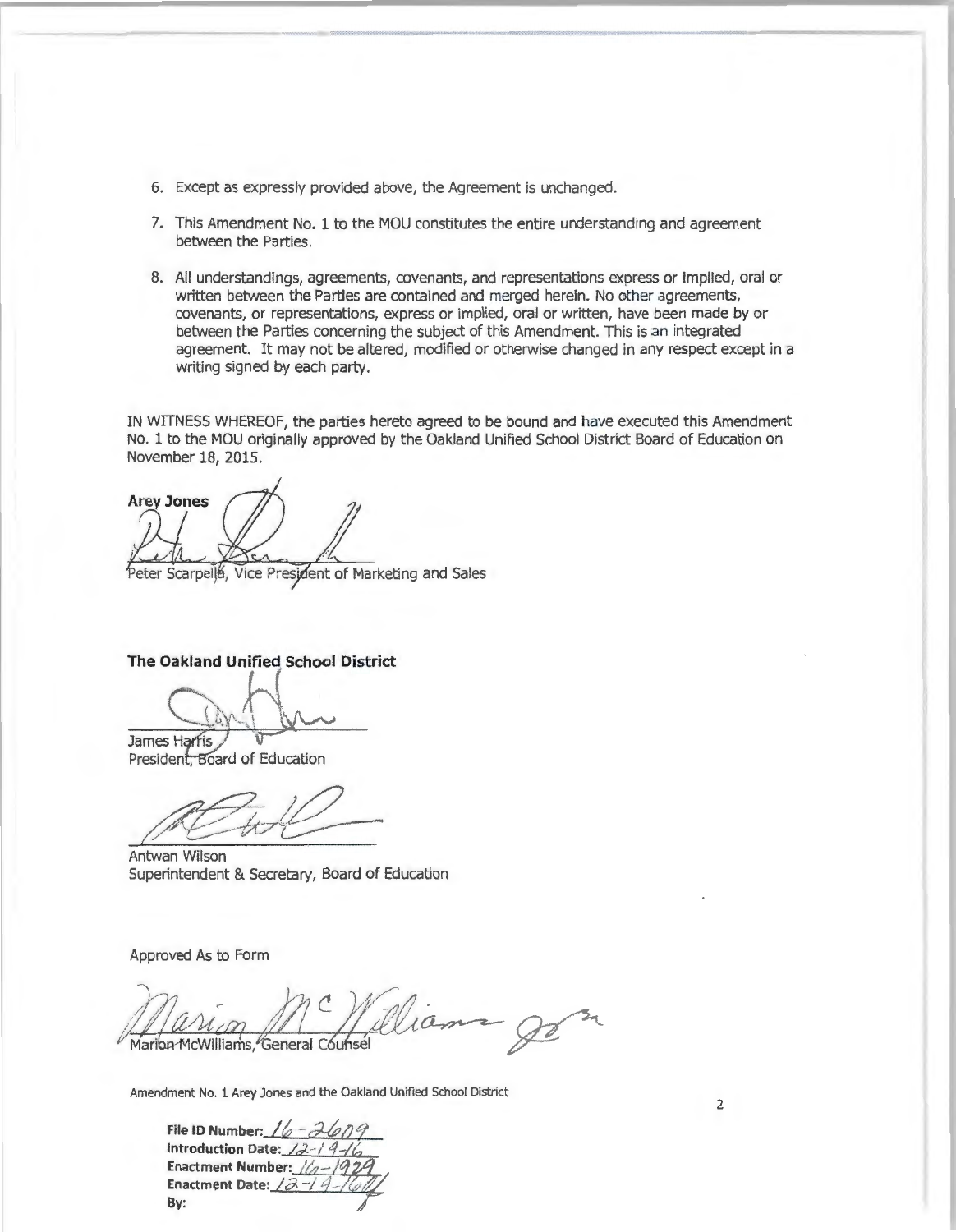6. Except as expressly provided above, the Agreement is unchanged.
7. This Amendment No. 1 to the MOU constitutes the entire understanding and agreement between the Parties.
8. All understandings, agreements, covenants, and representations express or implied, oral or written between the Parties are contained and merged herein. No other agreements, covenants, or representations, express or implied, oral or written, have been made by or between the Parties concerning the subject of this Amendment. This is an integrated agreement. It may not be altered, modified or otherwise changed in any respect except in a writing signed by each party.

IN WITNESS WHEREOF, the parties hereto agreed to be bound and have executed this Amendment No. 1 to the MOU originally approved by the Oakland Unified School District Board of Education on November 18, 2015.

**Arey Jones**

Peter Scarpelli, Vice President of Marketing and Sales

**The Oakland Unified School District**

James Harris
President, Board of Education

Antwan Wilson
Superintendent & Secretary, Board of Education

Approved As to Form

Marion McWilliams, General Counsel

Amendment No. 1 Arey Jones and the Oakland Unified School District

**File ID Number:** 16-2609
**Introduction Date:** 12-14-16
**Enactment Number:** 16-1929
**Enactment Date:** 12-14-16
**By:**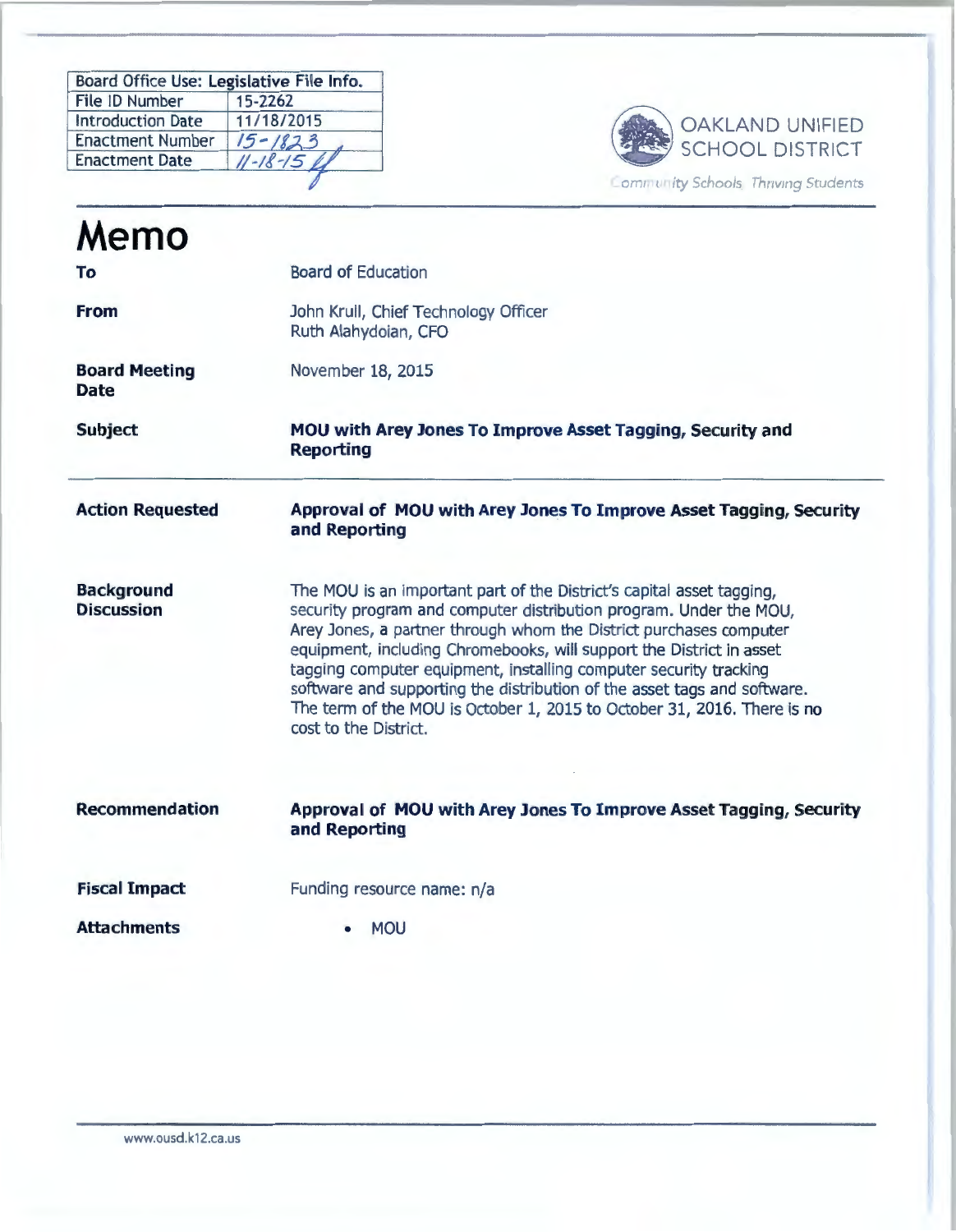| Board Office Use: Legislative File Info. | |
|---|---|
| File ID Number | 15-2262 |
| Introduction Date | 11/18/2015 |
| Enactment Number | 15-1823 |
| Enactment Date | 11-18-15 |

OAKLAND UNIFIED SCHOOL DISTRICT

Community Schools, Thriving Students

# Memo

**To**
Board of Education

**From**
John Krull, Chief Technology Officer
Ruth Alahydoian, CFO

**Board Meeting Date**
November 18, 2015

**Subject**
**MOU with Arey Jones To Improve Asset Tagging, Security and Reporting**

**Action Requested**
**Approval of MOU with Arey Jones To Improve Asset Tagging, Security and Reporting**

**Background Discussion**
The MOU is an important part of the District's capital asset tagging, security program and computer distribution program. Under the MOU, Arey Jones, a partner through whom the District purchases computer equipment, including Chromebooks, will support the District in asset tagging computer equipment, installing computer security tracking software and supporting the distribution of the asset tags and software. The term of the MOU is October 1, 2015 to October 31, 2016. There is no cost to the District.

**Recommendation**
**Approval of MOU with Arey Jones To Improve Asset Tagging, Security and Reporting**

**Fiscal Impact**
Funding resource name: n/a

**Attachments**
- MOU

www.ousd.k12.ca.us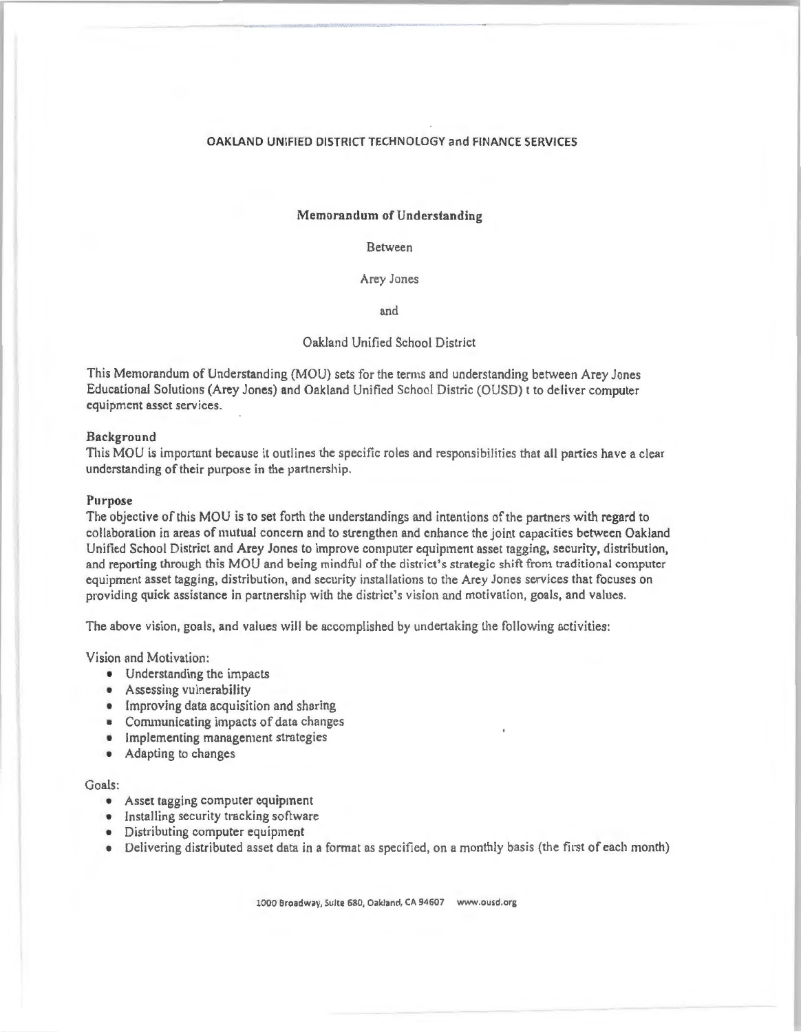OAKLAND UNIFIED DISTRICT TECHNOLOGY and FINANCE SERVICES

**Memorandum of Understanding**

Between

Arey Jones

and

Oakland Unified School District

This Memorandum of Understanding (MOU) sets for the terms and understanding between Arey Jones Educational Solutions (Arey Jones) and Oakland Unified School Distric (OUSD) t to deliver computer equipment asset services.

**Background**

This MOU is important because it outlines the specific roles and responsibilities that all parties have a clear understanding of their purpose in the partnership.

**Purpose**

The objective of this MOU is to set forth the understandings and intentions of the partners with regard to collaboration in areas of mutual concern and to strengthen and enhance the joint capacities between Oakland Unified School District and Arey Jones to improve computer equipment asset tagging, security, distribution, and reporting through this MOU and being mindful of the district's strategic shift from traditional computer equipment asset tagging, distribution, and security installations to the Arey Jones services that focuses on providing quick assistance in partnership with the district's vision and motivation, goals, and values.

The above vision, goals, and values will be accomplished by undertaking the following activities:

Vision and Motivation:

- Understanding the impacts
- Assessing vulnerability
- Improving data acquisition and sharing
- Communicating impacts of data changes
- Implementing management strategies
- Adapting to changes

Goals:

- Asset tagging computer equipment
- Installing security tracking software
- Distributing computer equipment
- Delivering distributed asset data in a format as specified, on a monthly basis (the first of each month)

1000 Broadway, Suite 680, Oakland, CA 94607 www.ousd.org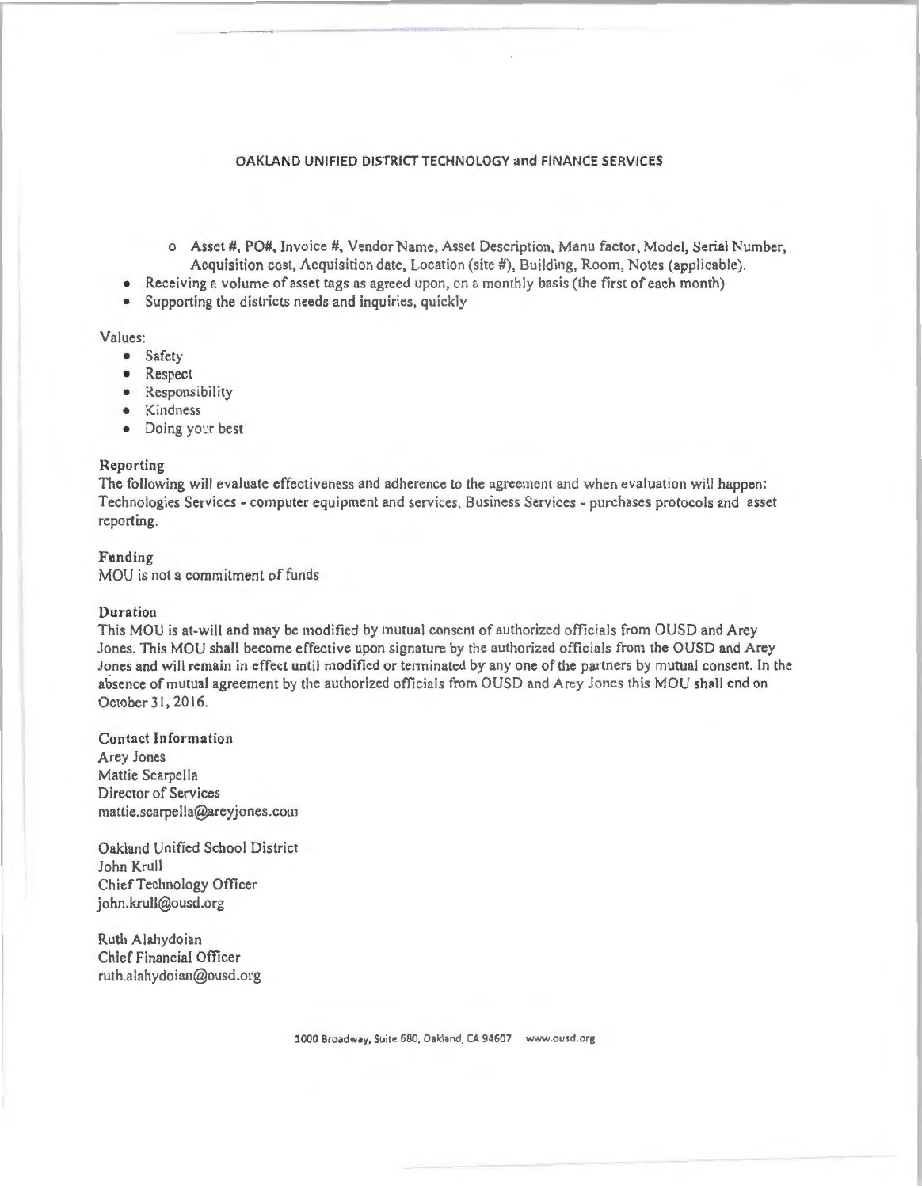OAKLAND UNIFIED DISTRICT TECHNOLOGY and FINANCE SERVICES

  - Asset #, PO#, Invoice #, Vendor Name, Asset Description, Manu factor, Model, Serial Number, Acquisition cost, Acquisition date, Location (site #), Building, Room, Notes (applicable).
- Receiving a volume of asset tags as agreed upon, on a monthly basis (the first of each month)
- Supporting the districts needs and inquiries, quickly

Values:

- Safety
- Respect
- Responsibility
- Kindness
- Doing your best

**Reporting**

The following will evaluate effectiveness and adherence to the agreement and when evaluation will happen: Technologies Services - computer equipment and services, Business Services - purchases protocols and asset reporting.

**Funding**

MOU is not a commitment of funds

**Duration**

This MOU is at-will and may be modified by mutual consent of authorized officials from OUSD and Arey Jones. This MOU shall become effective upon signature by the authorized officials from the OUSD and Arey Jones and will remain in effect until modified or terminated by any one of the partners by mutual consent. In the absence of mutual agreement by the authorized officials from OUSD and Arey Jones this MOU shall end on October 31, 2016.

**Contact Information**

Arey Jones
Mattie Scarpella
Director of Services
mattie.scarpella@areyjones.com

Oakland Unified School District
John Krull
Chief Technology Officer
john.krull@ousd.org

Ruth Alahydoian
Chief Financial Officer
ruth.alahydoian@ousd.org

1000 Broadway, Suite 680, Oakland, CA 94607 www.ousd.org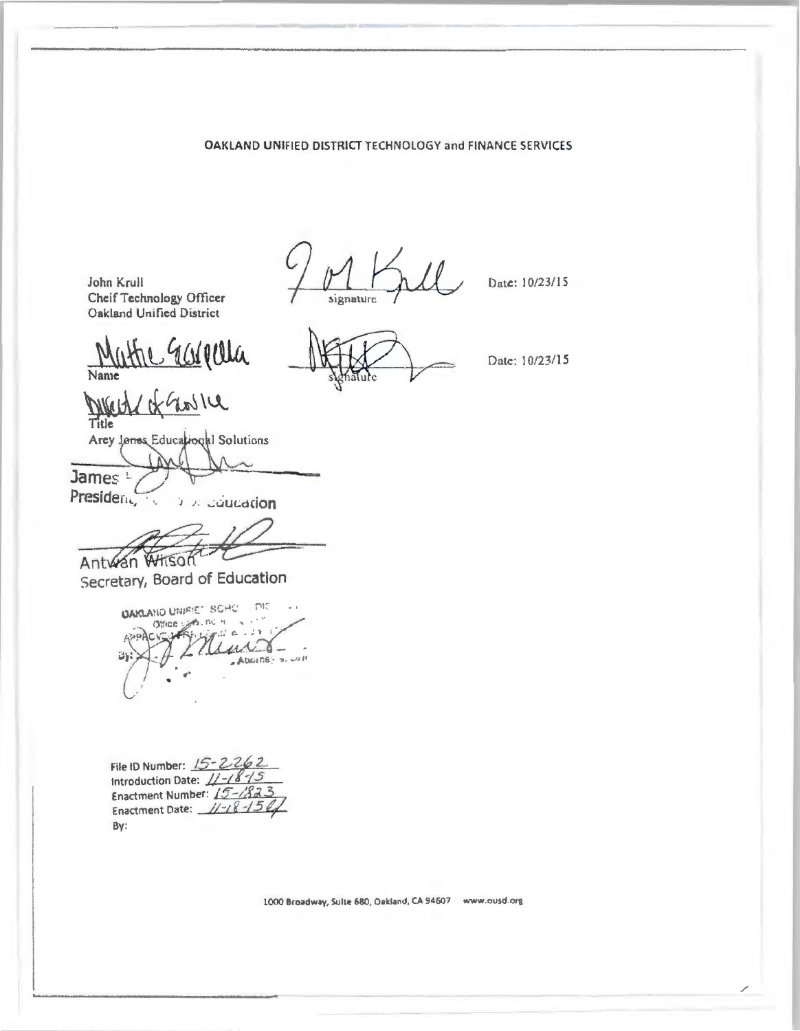OAKLAND UNIFIED DISTRICT TECHNOLOGY and FINANCE SERVICES

John Krull
Cheif Technology Officer
Oakland Unified District

signature

Date: 10/23/15

Name

signature

Date: 10/23/15

Title
Arey Jones Educational Solutions

James
President, Board of Education

Antwan Wilson
Secretary, Board of Education

OAKLAND UNIFIED SCHOOL DISTRICT
Office of General Counsel
APPROVED FOR FORM & SUBSTANCE
By: Attorney at Law

File ID Number: 15-2262
Introduction Date: 11-18-15
Enactment Number: 15-1823
Enactment Date: 11-18-15
By:

1000 Broadway, Suite 680, Oakland, CA 94607 www.ousd.org